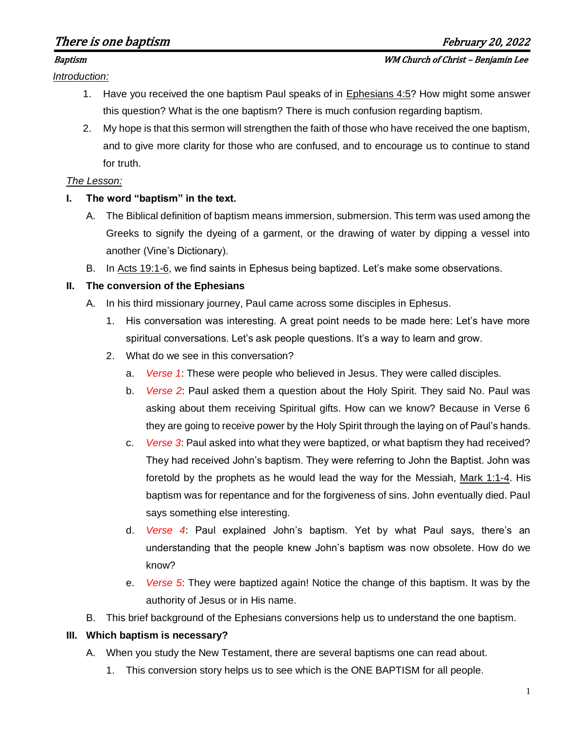# There is one baptism

**February 20, 2022**

*Baptism* — *WM Church of Christ – Benjamin Lee*

*Introduction:*

1. Have you received the one baptism Paul speaks of in Ephesians 4:5? How might some answer this question? What is the one baptism? There is much confusion regarding baptism.
2. My hope is that this sermon will strengthen the faith of those who have received the one baptism, and to give more clarity for those who are confused, and to encourage us to continue to stand for truth.

*The Lesson:*

**I. The word "baptism" in the text.**

A. The Biblical definition of baptism means immersion, submersion. This term was used among the Greeks to signify the dyeing of a garment, or the drawing of water by dipping a vessel into another (Vine's Dictionary).

B. In Acts 19:1-6, we find saints in Ephesus being baptized. Let's make some observations.

**II. The conversion of the Ephesians**

A. In his third missionary journey, Paul came across some disciples in Ephesus.

1. His conversation was interesting. A great point needs to be made here: Let's have more spiritual conversations. Let's ask people questions. It's a way to learn and grow.
2. What do we see in this conversation?
   a. *Verse 1*: These were people who believed in Jesus. They were called disciples.
   b. *Verse 2*: Paul asked them a question about the Holy Spirit. They said No. Paul was asking about them receiving Spiritual gifts. How can we know? Because in Verse 6 they are going to receive power by the Holy Spirit through the laying on of Paul's hands.
   c. *Verse 3*: Paul asked into what they were baptized, or what baptism they had received? They had received John's baptism. They were referring to John the Baptist. John was foretold by the prophets as he would lead the way for the Messiah, Mark 1:1-4. His baptism was for repentance and for the forgiveness of sins. John eventually died. Paul says something else interesting.
   d. *Verse 4*: Paul explained John's baptism. Yet by what Paul says, there's an understanding that the people knew John's baptism was now obsolete. How do we know?
   e. *Verse 5*: They were baptized again! Notice the change of this baptism. It was by the authority of Jesus or in His name.

B. This brief background of the Ephesians conversions help us to understand the one baptism.

**III. Which baptism is necessary?**

A. When you study the New Testament, there are several baptisms one can read about.

1. This conversion story helps us to see which is the ONE BAPTISM for all people.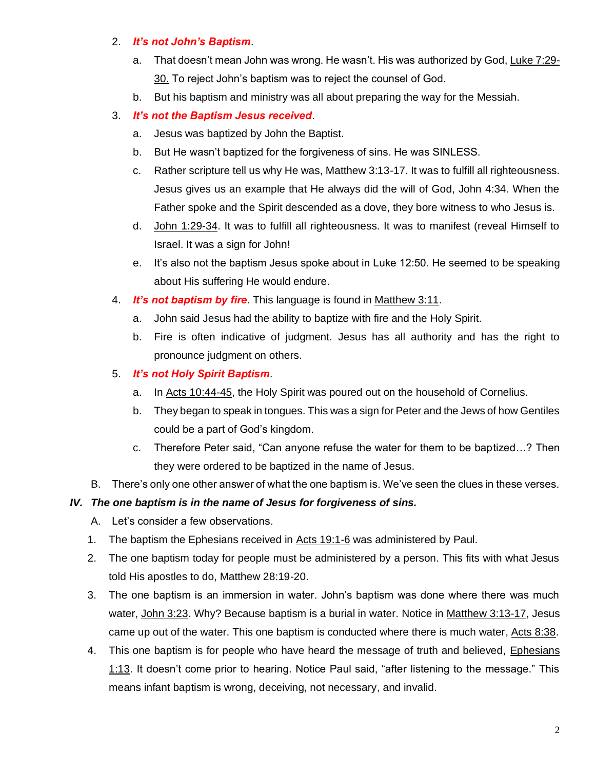2. ***It's not John's Baptism***.

    a. That doesn't mean John was wrong. He wasn't. His was authorized by God, Luke 7:29-30. To reject John's baptism was to reject the counsel of God.

    b. But his baptism and ministry was all about preparing the way for the Messiah.

3. ***It's not the Baptism Jesus received***.

    a. Jesus was baptized by John the Baptist.

    b. But He wasn't baptized for the forgiveness of sins. He was SINLESS.

    c. Rather scripture tell us why He was, Matthew 3:13-17. It was to fulfill all righteousness. Jesus gives us an example that He always did the will of God, John 4:34. When the Father spoke and the Spirit descended as a dove, they bore witness to who Jesus is.

    d. John 1:29-34. It was to fulfill all righteousness. It was to manifest (reveal Himself to Israel. It was a sign for John!

    e. It's also not the baptism Jesus spoke about in Luke 12:50. He seemed to be speaking about His suffering He would endure.

4. ***It's not baptism by fire***. This language is found in Matthew 3:11.

    a. John said Jesus had the ability to baptize with fire and the Holy Spirit.

    b. Fire is often indicative of judgment. Jesus has all authority and has the right to pronounce judgment on others.

5. ***It's not Holy Spirit Baptism***.

    a. In Acts 10:44-45, the Holy Spirit was poured out on the household of Cornelius.

    b. They began to speak in tongues. This was a sign for Peter and the Jews of how Gentiles could be a part of God's kingdom.

    c. Therefore Peter said, "Can anyone refuse the water for them to be baptized…? Then they were ordered to be baptized in the name of Jesus.

B. There's only one other answer of what the one baptism is. We've seen the clues in these verses.

### *IV. The one baptism is in the name of Jesus for forgiveness of sins.*

A. Let's consider a few observations.

1. The baptism the Ephesians received in Acts 19:1-6 was administered by Paul.
2. The one baptism today for people must be administered by a person. This fits with what Jesus told His apostles to do, Matthew 28:19-20.
3. The one baptism is an immersion in water. John's baptism was done where there was much water, John 3:23. Why? Because baptism is a burial in water. Notice in Matthew 3:13-17, Jesus came up out of the water. This one baptism is conducted where there is much water, Acts 8:38.
4. This one baptism is for people who have heard the message of truth and believed, Ephesians 1:13. It doesn't come prior to hearing. Notice Paul said, "after listening to the message." This means infant baptism is wrong, deceiving, not necessary, and invalid.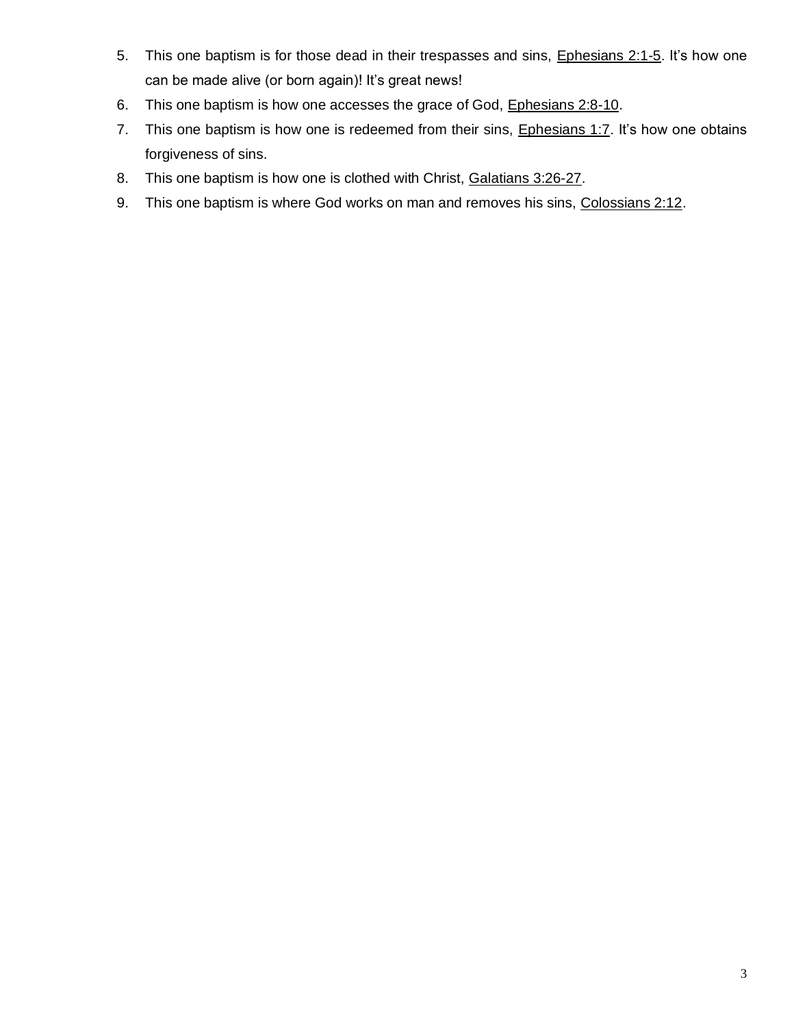5. This one baptism is for those dead in their trespasses and sins, Ephesians 2:1-5. It's how one can be made alive (or born again)! It's great news!
6. This one baptism is how one accesses the grace of God, Ephesians 2:8-10.
7. This one baptism is how one is redeemed from their sins, Ephesians 1:7. It's how one obtains forgiveness of sins.
8. This one baptism is how one is clothed with Christ, Galatians 3:26-27.
9. This one baptism is where God works on man and removes his sins, Colossians 2:12.